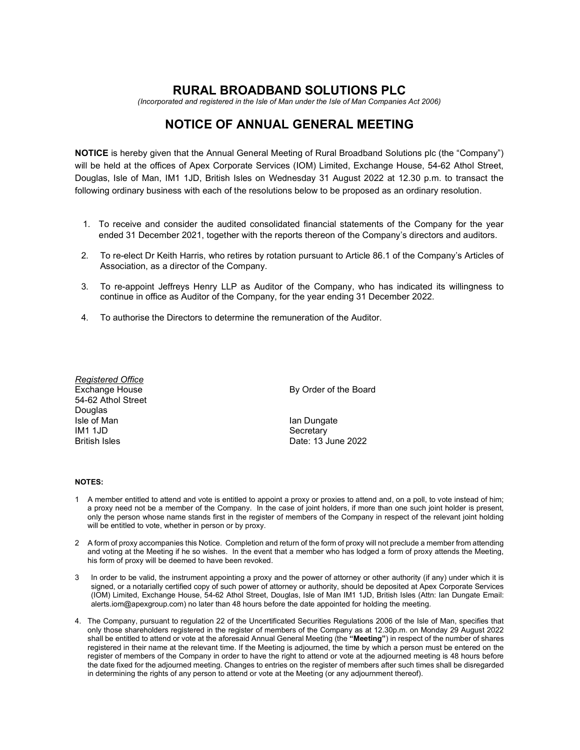# RURAL BROADBAND SOLUTIONS PLC

*(Incorporated and registered in the Isle of Man under the Isle of Man Companies Act 2006)*

## NOTICE OF ANNUAL GENERAL MEETING

**NOTICE** is hereby given that the Annual General Meeting of Rural Broadband Solutions plc (the "Company") will be held at the offices of Apex Corporate Services (IOM) Limited, Exchange House, 54-62 Athol Street, Douglas, Isle of Man, IM1 1JD, British Isles on Wednesday 31 August 2022 at 12.30 p.m. to transact the following ordinary business with each of the resolutions below to be proposed as an ordinary resolution.

1. To receive and consider the audited consolidated financial statements of the Company for the year ended 31 December 2021, together with the reports thereon of the Company's directors and auditors.
2. To re-elect Dr Keith Harris, who retires by rotation pursuant to Article 86.1 of the Company's Articles of Association, as a director of the Company.
3. To re-appoint Jeffreys Henry LLP as Auditor of the Company, who has indicated its willingness to continue in office as Auditor of the Company, for the year ending 31 December 2022.
4. To authorise the Directors to determine the remuneration of the Auditor.

*Registered Office*
Exchange House
54-62 Athol Street
Douglas
Isle of Man
IM1 1JD
British Isles

By Order of the Board

Ian Dungate
Secretary
Date: 13 June 2022

**NOTES:**

1 A member entitled to attend and vote is entitled to appoint a proxy or proxies to attend and, on a poll, to vote instead of him; a proxy need not be a member of the Company. In the case of joint holders, if more than one such joint holder is present, only the person whose name stands first in the register of members of the Company in respect of the relevant joint holding will be entitled to vote, whether in person or by proxy.

2 A form of proxy accompanies this Notice. Completion and return of the form of proxy will not preclude a member from attending and voting at the Meeting if he so wishes. In the event that a member who has lodged a form of proxy attends the Meeting, his form of proxy will be deemed to have been revoked.

3 In order to be valid, the instrument appointing a proxy and the power of attorney or other authority (if any) under which it is signed, or a notarially certified copy of such power of attorney or authority, should be deposited at Apex Corporate Services (IOM) Limited, Exchange House, 54-62 Athol Street, Douglas, Isle of Man IM1 1JD, British Isles (Attn: Ian Dungate Email: alerts.iom@apexgroup.com) no later than 48 hours before the date appointed for holding the meeting.

4. The Company, pursuant to regulation 22 of the Uncertificated Securities Regulations 2006 of the Isle of Man, specifies that only those shareholders registered in the register of members of the Company as at 12.30p.m. on Monday 29 August 2022 shall be entitled to attend or vote at the aforesaid Annual General Meeting (the **"Meeting"**) in respect of the number of shares registered in their name at the relevant time. If the Meeting is adjourned, the time by which a person must be entered on the register of members of the Company in order to have the right to attend or vote at the adjourned meeting is 48 hours before the date fixed for the adjourned meeting. Changes to entries on the register of members after such times shall be disregarded in determining the rights of any person to attend or vote at the Meeting (or any adjournment thereof).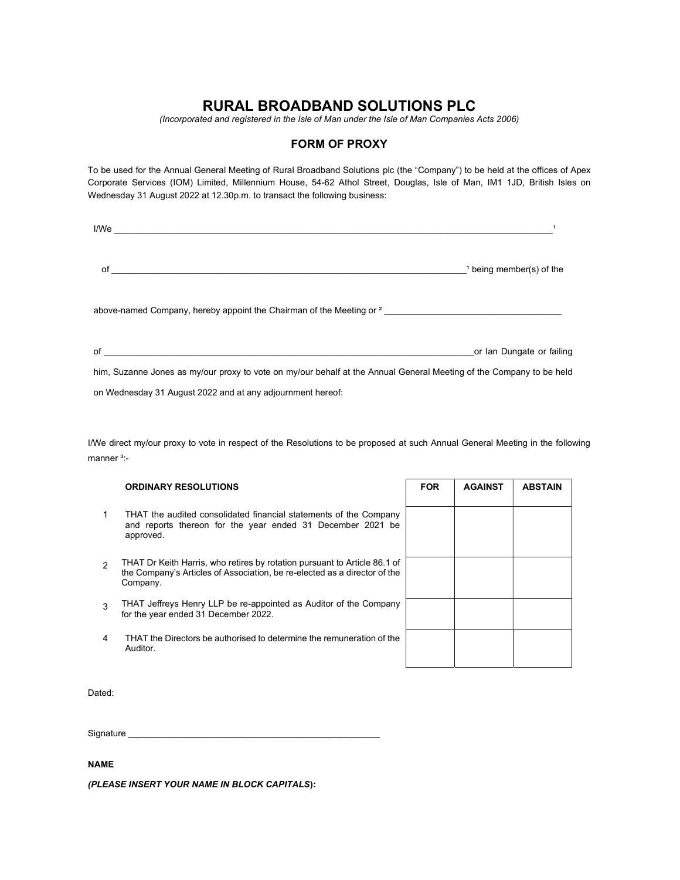# RURAL BROADBAND SOLUTIONS PLC

*(Incorporated and registered in the Isle of Man under the Isle of Man Companies Acts 2006)*

## FORM OF PROXY

To be used for the Annual General Meeting of Rural Broadband Solutions plc (the "Company") to be held at the offices of Apex Corporate Services (IOM) Limited, Millennium House, 54-62 Athol Street, Douglas, Isle of Man, IM1 1JD, British Isles on Wednesday 31 August 2022 at 12.30p.m. to transact the following business:

I/We ______________________________________________________________________________[1]

of __________________________________________________________________[1] being member(s) of the

above-named Company, hereby appoint the Chairman of the Meeting or [2] ________________________________

of ____________________________________________________________________or Ian Dungate or failing

him, Suzanne Jones as my/our proxy to vote on my/our behalf at the Annual General Meeting of the Company to be held

on Wednesday 31 August 2022 and at any adjournment hereof:

I/We direct my/our proxy to vote in respect of the Resolutions to be proposed at such Annual General Meeting in the following manner [3]:-

| | **ORDINARY RESOLUTIONS** | **FOR** | **AGAINST** | **ABSTAIN** |
|---|---|---|---|---|
| 1 | THAT the audited consolidated financial statements of the Company and reports thereon for the year ended 31 December 2021 be approved. | | | |
| 2 | THAT Dr Keith Harris, who retires by rotation pursuant to Article 86.1 of the Company's Articles of Association, be re-elected as a director of the Company. | | | |
| 3 | THAT Jeffreys Henry LLP be re-appointed as Auditor of the Company for the year ended 31 December 2022. | | | |
| 4 | THAT the Directors be authorised to determine the remuneration of the Auditor. | | | |

Dated:

Signature ______________________________________________

**NAME**

***(PLEASE INSERT YOUR NAME IN BLOCK CAPITALS)*:**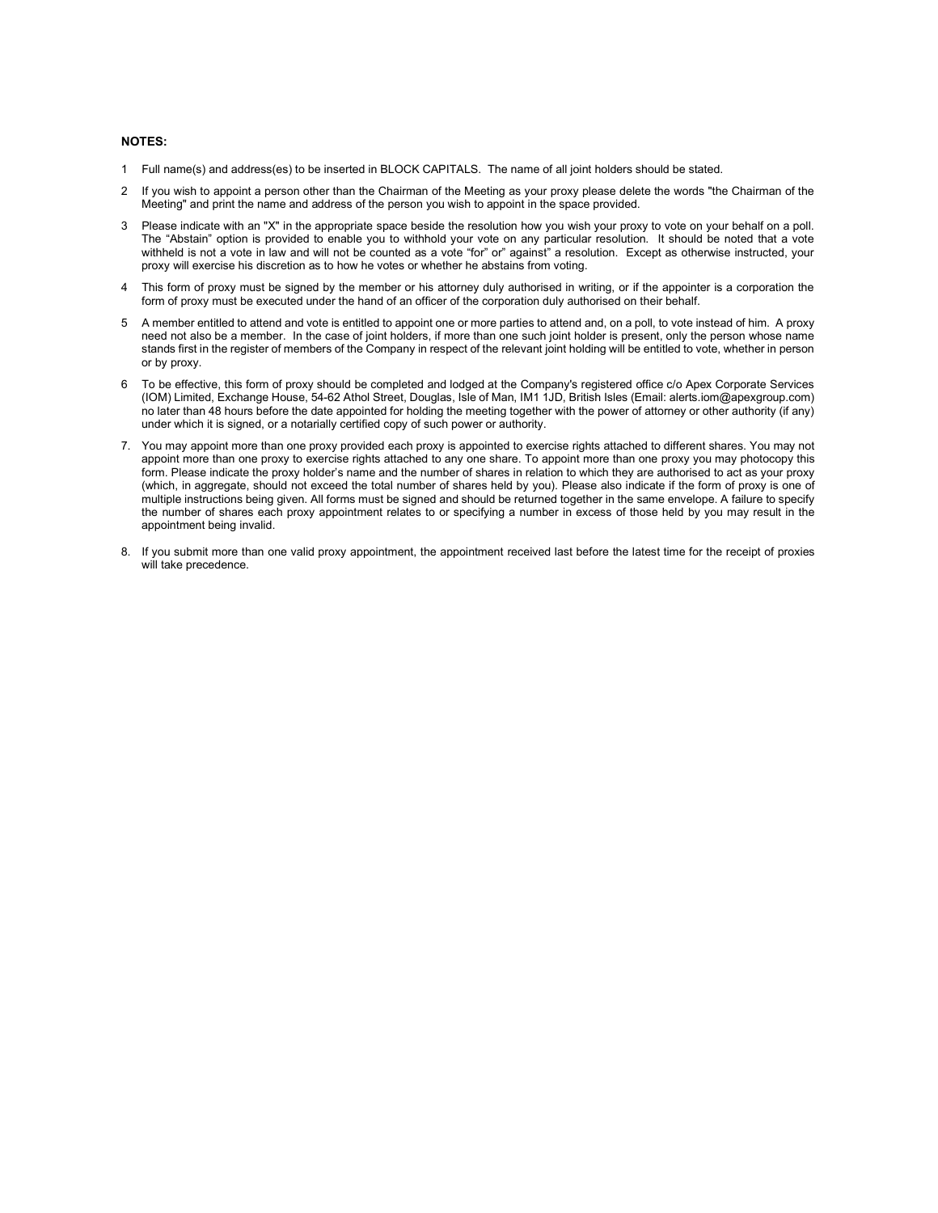**NOTES:**

1 Full name(s) and address(es) to be inserted in BLOCK CAPITALS. The name of all joint holders should be stated.

2 If you wish to appoint a person other than the Chairman of the Meeting as your proxy please delete the words "the Chairman of the Meeting" and print the name and address of the person you wish to appoint in the space provided.

3 Please indicate with an "X" in the appropriate space beside the resolution how you wish your proxy to vote on your behalf on a poll. The "Abstain" option is provided to enable you to withhold your vote on any particular resolution. It should be noted that a vote withheld is not a vote in law and will not be counted as a vote "for" or" against" a resolution. Except as otherwise instructed, your proxy will exercise his discretion as to how he votes or whether he abstains from voting.

4 This form of proxy must be signed by the member or his attorney duly authorised in writing, or if the appointer is a corporation the form of proxy must be executed under the hand of an officer of the corporation duly authorised on their behalf.

5 A member entitled to attend and vote is entitled to appoint one or more parties to attend and, on a poll, to vote instead of him. A proxy need not also be a member. In the case of joint holders, if more than one such joint holder is present, only the person whose name stands first in the register of members of the Company in respect of the relevant joint holding will be entitled to vote, whether in person or by proxy.

6 To be effective, this form of proxy should be completed and lodged at the Company's registered office c/o Apex Corporate Services (IOM) Limited, Exchange House, 54-62 Athol Street, Douglas, Isle of Man, IM1 1JD, British Isles (Email: alerts.iom@apexgroup.com) no later than 48 hours before the date appointed for holding the meeting together with the power of attorney or other authority (if any) under which it is signed, or a notarially certified copy of such power or authority.

7. You may appoint more than one proxy provided each proxy is appointed to exercise rights attached to different shares. You may not appoint more than one proxy to exercise rights attached to any one share. To appoint more than one proxy you may photocopy this form. Please indicate the proxy holder's name and the number of shares in relation to which they are authorised to act as your proxy (which, in aggregate, should not exceed the total number of shares held by you). Please also indicate if the form of proxy is one of multiple instructions being given. All forms must be signed and should be returned together in the same envelope. A failure to specify the number of shares each proxy appointment relates to or specifying a number in excess of those held by you may result in the appointment being invalid.

8. If you submit more than one valid proxy appointment, the appointment received last before the latest time for the receipt of proxies will take precedence.